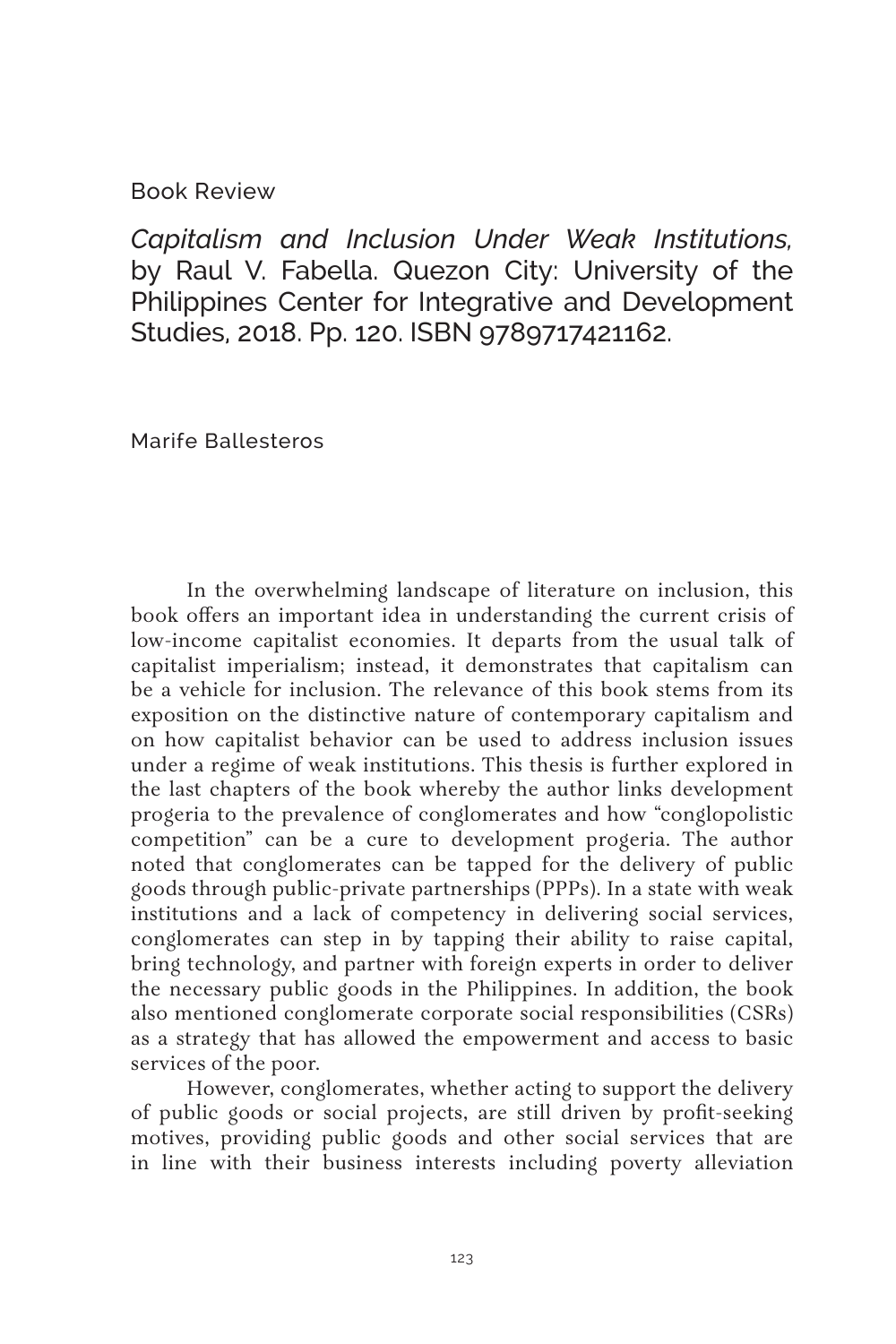Book Review

# *Capitalism and Inclusion Under Weak Institutions,* by Raul V. Fabella. Quezon City: University of the Philippines Center for Integrative and Development Studies, 2018. Pp. 120. ISBN 9789717421162.

Marife Ballesteros

In the overwhelming landscape of literature on inclusion, this book offers an important idea in understanding the current crisis of low-income capitalist economies. It departs from the usual talk of capitalist imperialism; instead, it demonstrates that capitalism can be a vehicle for inclusion. The relevance of this book stems from its exposition on the distinctive nature of contemporary capitalism and on how capitalist behavior can be used to address inclusion issues under a regime of weak institutions. This thesis is further explored in the last chapters of the book whereby the author links development progeria to the prevalence of conglomerates and how "conglopolistic competition" can be a cure to development progeria. The author noted that conglomerates can be tapped for the delivery of public goods through public-private partnerships (PPPs). In a state with weak institutions and a lack of competency in delivering social services, conglomerates can step in by tapping their ability to raise capital, bring technology, and partner with foreign experts in order to deliver the necessary public goods in the Philippines. In addition, the book also mentioned conglomerate corporate social responsibilities (CSRs) as a strategy that has allowed the empowerment and access to basic services of the poor.

However, conglomerates, whether acting to support the delivery of public goods or social projects, are still driven by profit-seeking motives, providing public goods and other social services that are in line with their business interests including poverty alleviation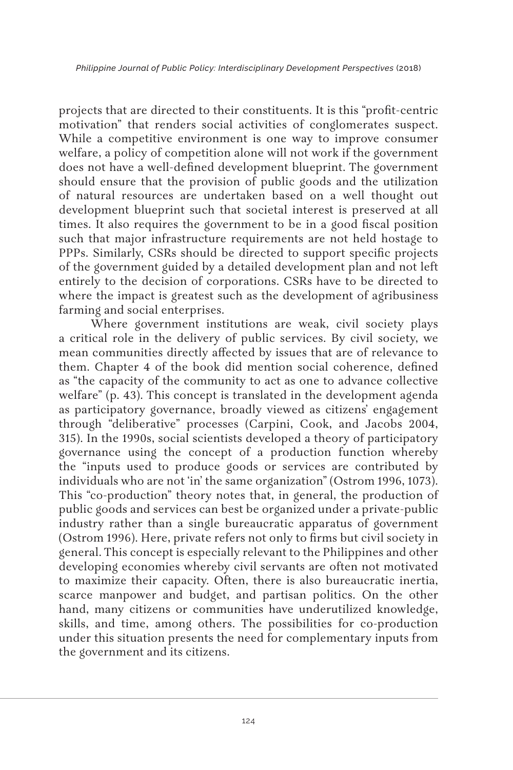projects that are directed to their constituents. It is this "profit-centric motivation" that renders social activities of conglomerates suspect. While a competitive environment is one way to improve consumer welfare, a policy of competition alone will not work if the government does not have a well-defined development blueprint. The government should ensure that the provision of public goods and the utilization of natural resources are undertaken based on a well thought out development blueprint such that societal interest is preserved at all times. It also requires the government to be in a good fiscal position such that major infrastructure requirements are not held hostage to PPPs. Similarly, CSRs should be directed to support specific projects of the government guided by a detailed development plan and not left entirely to the decision of corporations. CSRs have to be directed to where the impact is greatest such as the development of agribusiness farming and social enterprises.

Where government institutions are weak, civil society plays a critical role in the delivery of public services. By civil society, we mean communities directly affected by issues that are of relevance to them. Chapter 4 of the book did mention social coherence, defined as "the capacity of the community to act as one to advance collective welfare" (p. 43). This concept is translated in the development agenda as participatory governance, broadly viewed as citizens' engagement through "deliberative" processes (Carpini, Cook, and Jacobs 2004, 315). In the 1990s, social scientists developed a theory of participatory governance using the concept of a production function whereby the "inputs used to produce goods or services are contributed by individuals who are not 'in' the same organization" (Ostrom 1996, 1073). This "co-production" theory notes that, in general, the production of public goods and services can best be organized under a private-public industry rather than a single bureaucratic apparatus of government (Ostrom 1996). Here, private refers not only to firms but civil society in general. This concept is especially relevant to the Philippines and other developing economies whereby civil servants are often not motivated to maximize their capacity. Often, there is also bureaucratic inertia, scarce manpower and budget, and partisan politics. On the other hand, many citizens or communities have underutilized knowledge, skills, and time, among others. The possibilities for co-production under this situation presents the need for complementary inputs from the government and its citizens.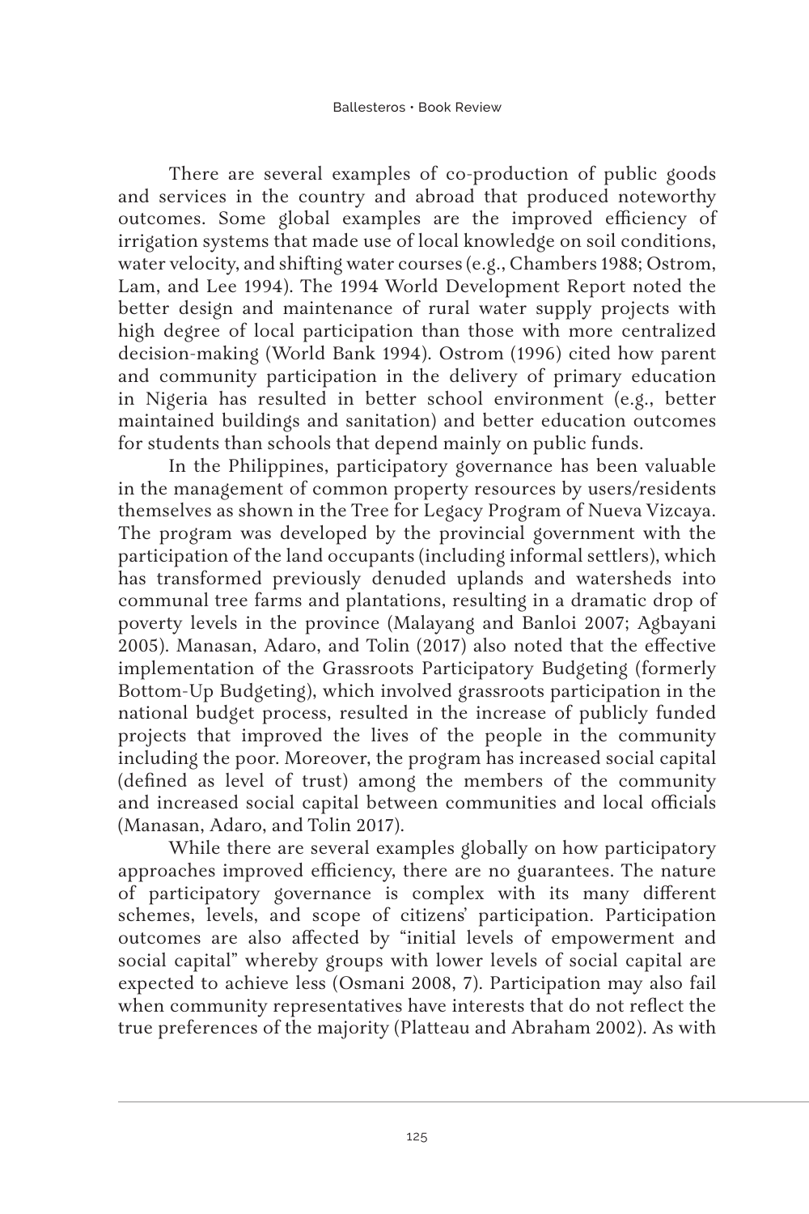There are several examples of co-production of public goods and services in the country and abroad that produced noteworthy outcomes. Some global examples are the improved efficiency of irrigation systems that made use of local knowledge on soil conditions, water velocity, and shifting water courses (e.g., Chambers 1988; Ostrom, Lam, and Lee 1994). The 1994 World Development Report noted the better design and maintenance of rural water supply projects with high degree of local participation than those with more centralized decision-making (World Bank 1994). Ostrom (1996) cited how parent and community participation in the delivery of primary education in Nigeria has resulted in better school environment (e.g., better maintained buildings and sanitation) and better education outcomes for students than schools that depend mainly on public funds.

In the Philippines, participatory governance has been valuable in the management of common property resources by users/residents themselves as shown in the Tree for Legacy Program of Nueva Vizcaya. The program was developed by the provincial government with the participation of the land occupants (including informal settlers), which has transformed previously denuded uplands and watersheds into communal tree farms and plantations, resulting in a dramatic drop of poverty levels in the province (Malayang and Banloi 2007; Agbayani 2005). Manasan, Adaro, and Tolin (2017) also noted that the effective implementation of the Grassroots Participatory Budgeting (formerly Bottom-Up Budgeting), which involved grassroots participation in the national budget process, resulted in the increase of publicly funded projects that improved the lives of the people in the community including the poor. Moreover, the program has increased social capital (defined as level of trust) among the members of the community and increased social capital between communities and local officials (Manasan, Adaro, and Tolin 2017).

While there are several examples globally on how participatory approaches improved efficiency, there are no guarantees. The nature of participatory governance is complex with its many different schemes, levels, and scope of citizens' participation. Participation outcomes are also affected by "initial levels of empowerment and social capital" whereby groups with lower levels of social capital are expected to achieve less (Osmani 2008, 7). Participation may also fail when community representatives have interests that do not reflect the true preferences of the majority (Platteau and Abraham 2002). As with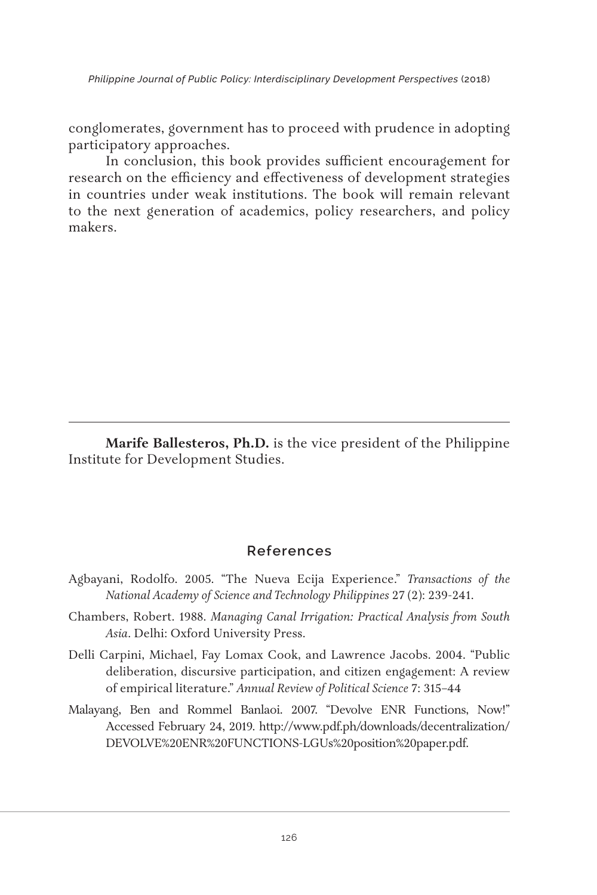conglomerates, government has to proceed with prudence in adopting participatory approaches.

In conclusion, this book provides sufficient encouragement for research on the efficiency and effectiveness of development strategies in countries under weak institutions. The book will remain relevant to the next generation of academics, policy researchers, and policy makers.

---

**Marife Ballesteros, Ph.D.** is the vice president of the Philippine Institute for Development Studies.

## References

Agbayani, Rodolfo. 2005. "The Nueva Ecija Experience." *Transactions of the National Academy of Science and Technology Philippines* 27 (2): 239-241.

Chambers, Robert. 1988. *Managing Canal Irrigation: Practical Analysis from South Asia*. Delhi: Oxford University Press.

Delli Carpini, Michael, Fay Lomax Cook, and Lawrence Jacobs. 2004. "Public deliberation, discursive participation, and citizen engagement: A review of empirical literature." *Annual Review of Political Science* 7: 315–44

Malayang, Ben and Rommel Banlaoi. 2007. "Devolve ENR Functions, Now!" Accessed February 24, 2019. http://www.pdf.ph/downloads/decentralization/DEVOLVE%20ENR%20FUNCTIONS-LGUs%20position%20paper.pdf.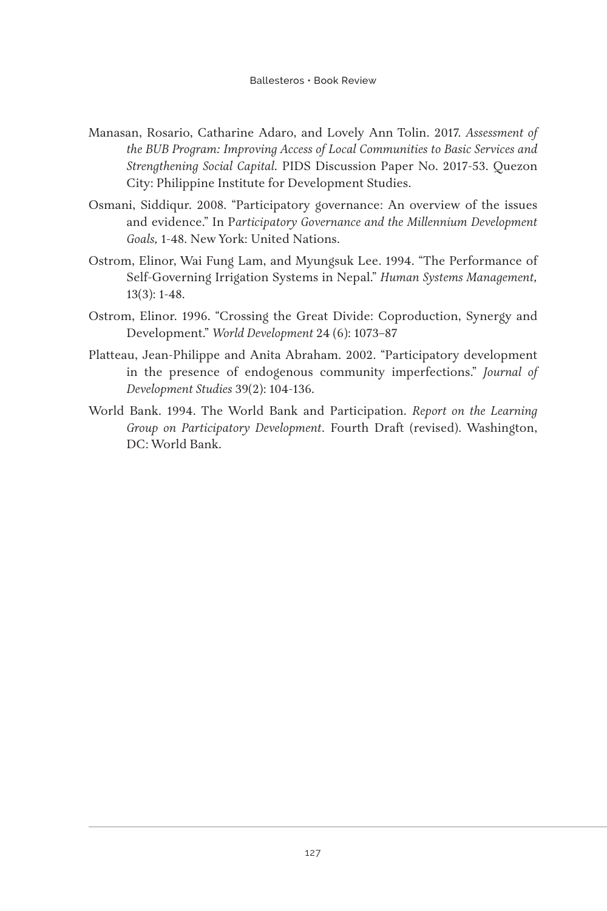Manasan, Rosario, Catharine Adaro, and Lovely Ann Tolin. 2017. *Assessment of the BUB Program: Improving Access of Local Communities to Basic Services and Strengthening Social Capital*. PIDS Discussion Paper No. 2017-53. Quezon City: Philippine Institute for Development Studies.

Osmani, Siddiqur. 2008. "Participatory governance: An overview of the issues and evidence." In P*articipatory Governance and the Millennium Development Goals,* 1-48. New York: United Nations.

Ostrom, Elinor, Wai Fung Lam, and Myungsuk Lee. 1994. "The Performance of Self-Governing Irrigation Systems in Nepal." *Human Systems Management*, 13(3): 1-48.

Ostrom, Elinor. 1996. "Crossing the Great Divide: Coproduction, Synergy and Development." *World Development* 24 (6): 1073–87

Platteau, Jean-Philippe and Anita Abraham. 2002. "Participatory development in the presence of endogenous community imperfections." *Journal of Development Studies* 39(2): 104-136.

World Bank. 1994. The World Bank and Participation. *Report on the Learning Group on Participatory Development*. Fourth Draft (revised). Washington, DC: World Bank.